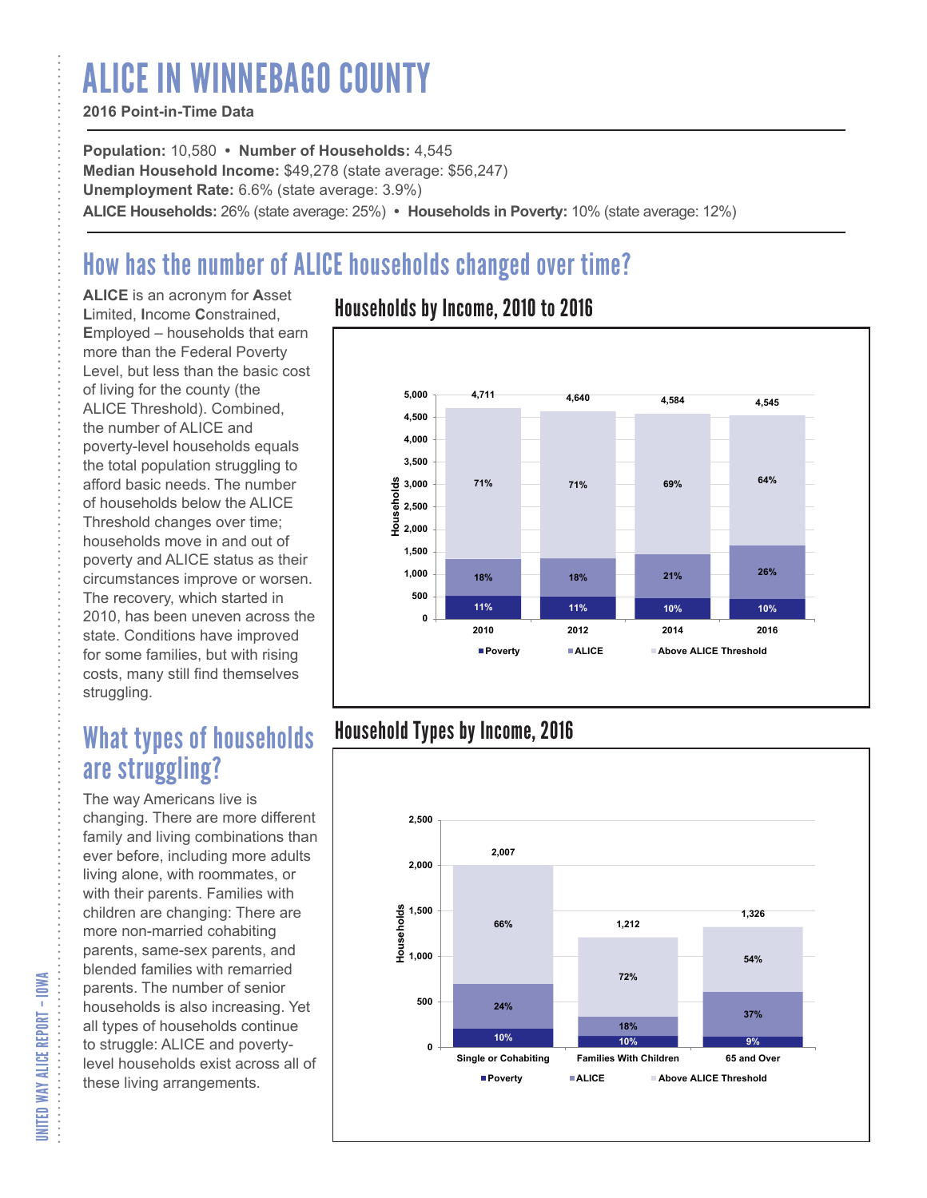# ALICE IN WINNEBAGO COUNTY

**2016 Point-in-Time Data**

**Population:** 10,580 • **Number of Households:** 4,545
**Median Household Income:** $49,278 (state average: $56,247)
**Unemployment Rate:** 6.6% (state average: 3.9%)
**ALICE Households:** 26% (state average: 25%) • **Households in Poverty:** 10% (state average: 12%)

## How has the number of ALICE households changed over time?

**ALICE** is an acronym for **A**sset **L**imited, **I**ncome **C**onstrained, **E**mployed – households that earn more than the Federal Poverty Level, but less than the basic cost of living for the county (the ALICE Threshold). Combined, the number of ALICE and poverty-level households equals the total population struggling to afford basic needs. The number of households below the ALICE Threshold changes over time; households move in and out of poverty and ALICE status as their circumstances improve or worsen. The recovery, which started in 2010, has been uneven across the state. Conditions have improved for some families, but with rising costs, many still find themselves struggling.

### Households by Income, 2010 to 2016

| Year | Total Households | Poverty | ALICE | Above ALICE Threshold |
|---|---|---|---|---|
| 2010 | 4,711 | 11% | 18% | 71% |
| 2012 | 4,640 | 11% | 18% | 71% |
| 2014 | 4,584 | 10% | 21% | 69% |
| 2016 | 4,545 | 10% | 26% | 64% |

## What types of households are struggling?

The way Americans live is changing. There are more different family and living combinations than ever before, including more adults living alone, with roommates, or with their parents. Families with children are changing: There are more non-married cohabiting parents, same-sex parents, and blended families with remarried parents. The number of senior households is also increasing. Yet all types of households continue to struggle: ALICE and poverty-level households exist across all of these living arrangements.

### Household Types by Income, 2016

| Household Type | Total Households | Poverty | ALICE | Above ALICE Threshold |
|---|---|---|---|---|
| Single or Cohabiting | 2,007 | 10% | 24% | 66% |
| Families With Children | 1,212 | 10% | 18% | 72% |
| 65 and Over | 1,326 | 9% | 37% | 54% |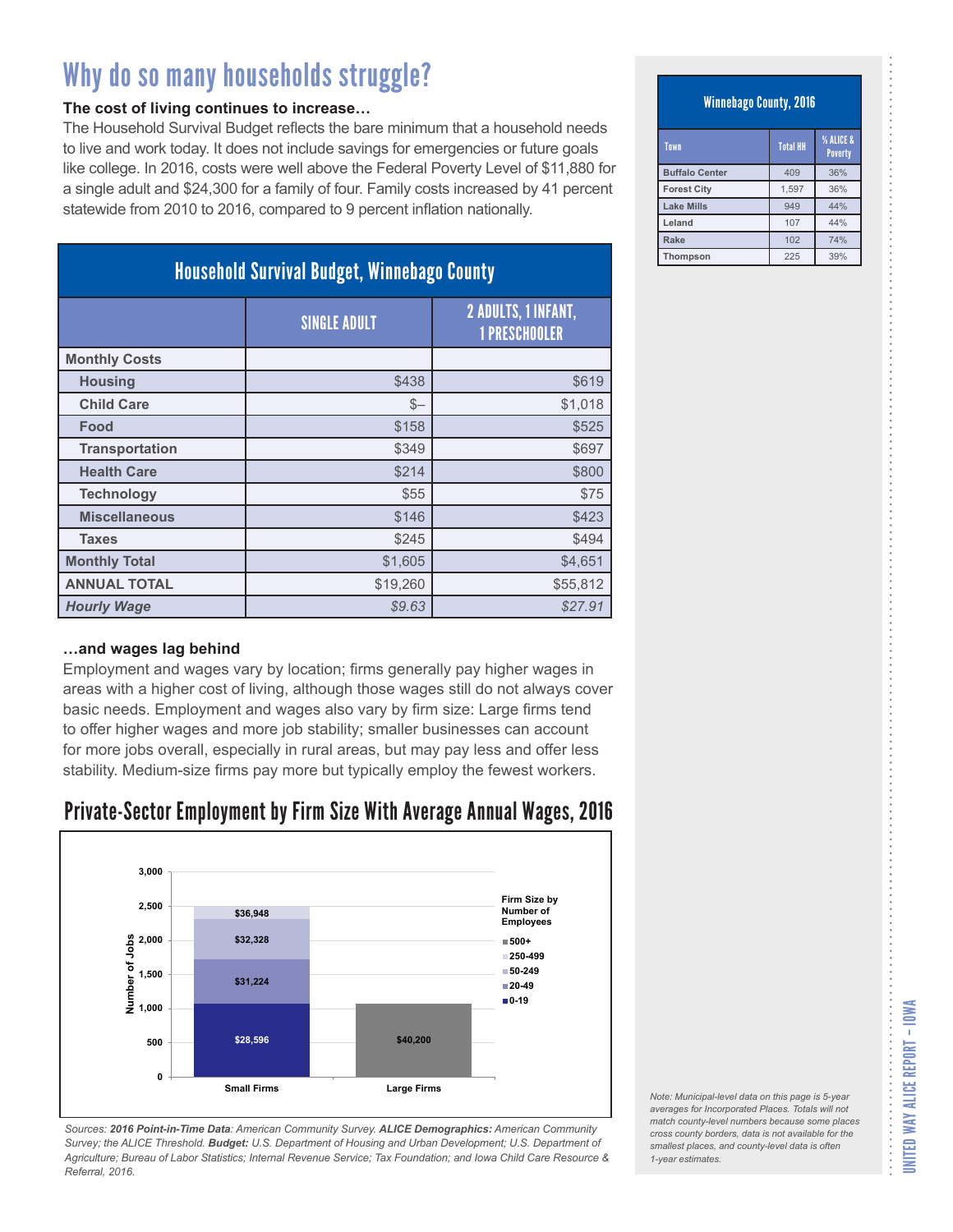# Why do so many households struggle?

**The cost of living continues to increase…**

The Household Survival Budget reflects the bare minimum that a household needs to live and work today. It does not include savings for emergencies or future goals like college. In 2016, costs were well above the Federal Poverty Level of $11,880 for a single adult and $24,300 for a family of four. Family costs increased by 41 percent statewide from 2010 to 2016, compared to 9 percent inflation nationally.

| Household Survival Budget, Winnebago County | SINGLE ADULT | 2 ADULTS, 1 INFANT, 1 PRESCHOOLER |
|---|---|---|
| **Monthly Costs** | | |
| **Housing** | $438 | $619 |
| **Child Care** | $– | $1,018 |
| **Food** | $158 | $525 |
| **Transportation** | $349 | $697 |
| **Health Care** | $214 | $800 |
| **Technology** | $55 | $75 |
| **Miscellaneous** | $146 | $423 |
| **Taxes** | $245 | $494 |
| **Monthly Total** | $1,605 | $4,651 |
| **ANNUAL TOTAL** | $19,260 | $55,812 |
| ***Hourly Wage*** | *$9.63* | *$27.91* |

**…and wages lag behind**

Employment and wages vary by location; firms generally pay higher wages in areas with a higher cost of living, although those wages still do not always cover basic needs. Employment and wages also vary by firm size: Large firms tend to offer higher wages and more job stability; smaller businesses can account for more jobs overall, especially in rural areas, but may pay less and offer less stability. Medium-size firms pay more but typically employ the fewest workers.

## Private-Sector Employment by Firm Size With Average Annual Wages, 2016

Number of Jobs

3,000
2,500
2,000
1,500
1,000
500
0

Small Firms: $36,948; $32,328; $31,224; $28,596

Large Firms: $40,200

Firm Size by Number of Employees

500+
250-499
50-249
20-49
0-19

*Sources: **2016 Point-in-Time Data**: American Community Survey. **ALICE Demographics:** American Community Survey; the ALICE Threshold. **Budget:** U.S. Department of Housing and Urban Development; U.S. Department of Agriculture; Bureau of Labor Statistics; Internal Revenue Service; Tax Foundation; and Iowa Child Care Resource & Referral, 2016.*

| Winnebago County, 2016 | | |
|---|---|---|
| **Town** | **Total HH** | **% ALICE & Poverty** |
| Buffalo Center | 409 | 36% |
| Forest City | 1,597 | 36% |
| Lake Mills | 949 | 44% |
| Leland | 107 | 44% |
| Rake | 102 | 74% |
| Thompson | 225 | 39% |

*Note: Municipal-level data on this page is 5-year averages for Incorporated Places. Totals will not match county-level numbers because some places cross county borders, data is not available for the smallest places, and county-level data is often 1-year estimates.*